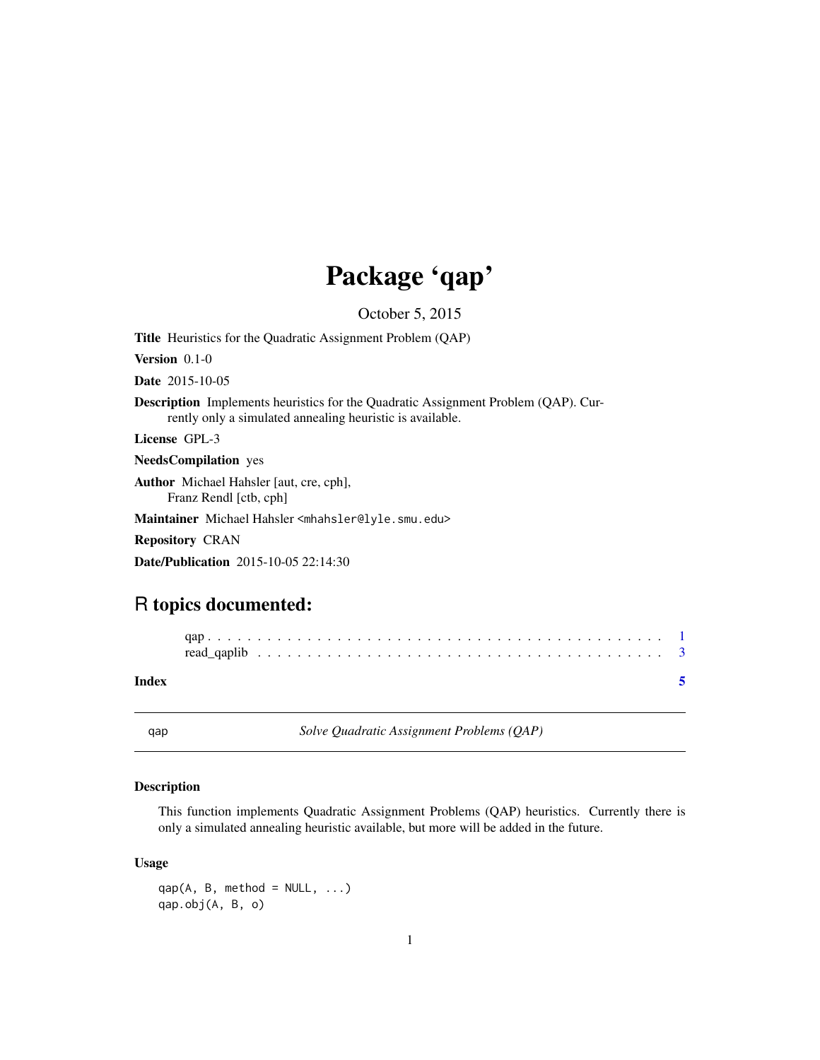# Package 'qap'

October 5, 2015

**Title** Heuristics for the Quadratic Assignment Problem (QAP)

**Version** 0.1-0

**Date** 2015-10-05

**Description** Implements heuristics for the Quadratic Assignment Problem (QAP). Currently only a simulated annealing heuristic is available.

**License** GPL-3

**NeedsCompilation** yes

**Author** Michael Hahsler [aut, cre, cph],
Franz Rendl [ctb, cph]

**Maintainer** Michael Hahsler <mhahsler@lyle.smu.edu>

**Repository** CRAN

**Date/Publication** 2015-10-05 22:14:30

## R topics documented:

- qap . . . . . . . . . . . . . . . . . . . . . . . . . . . . . . . . . . . . . . . . . . . 1
- read_qaplib . . . . . . . . . . . . . . . . . . . . . . . . . . . . . . . . . . . . . . 3

**Index** 5

---

qap *Solve Quadratic Assignment Problems (QAP)*

---

### Description

This function implements Quadratic Assignment Problems (QAP) heuristics. Currently there is only a simulated annealing heuristic available, but more will be added in the future.

### Usage

```
qap(A, B, method = NULL, ...)
qap.obj(A, B, o)
```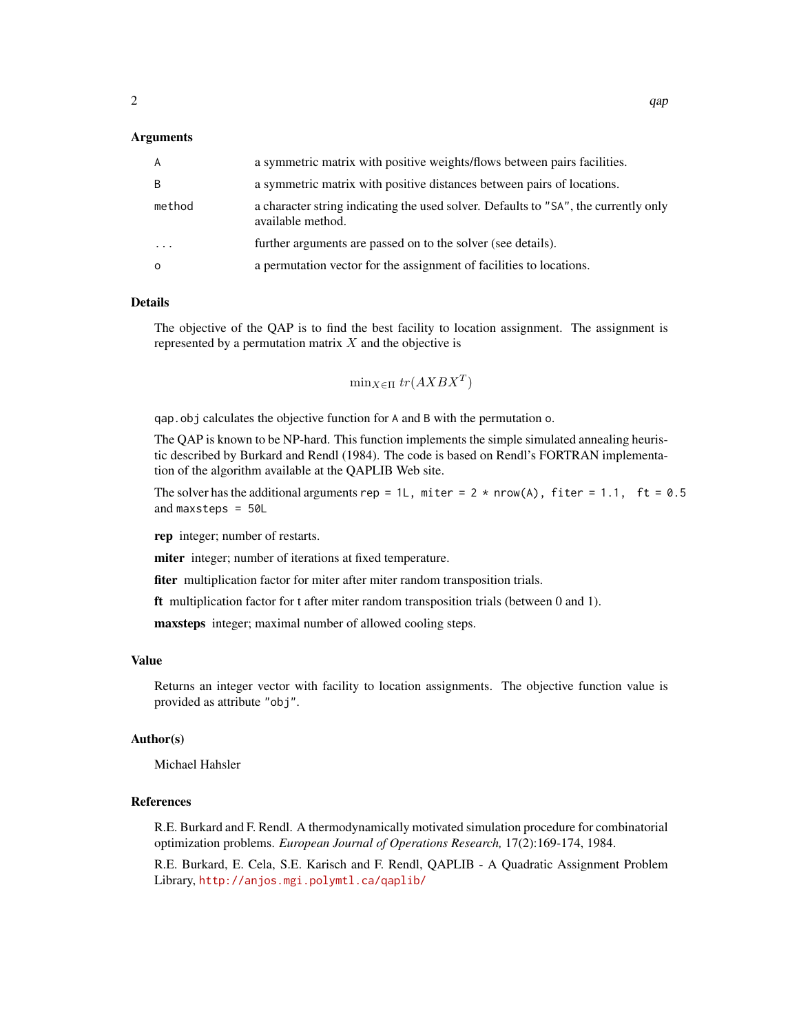### Arguments

| | |
|---|---|
| `A` | a symmetric matrix with positive weights/flows between pairs facilities. |
| `B` | a symmetric matrix with positive distances between pairs of locations. |
| `method` | a character string indicating the used solver. Defaults to `"SA"`, the currently only available method. |
| `...` | further arguments are passed on to the solver (see details). |
| `o` | a permutation vector for the assignment of facilities to locations. |

### Details

The objective of the QAP is to find the best facility to location assignment. The assignment is represented by a permutation matrix $X$ and the objective is

$$\min_{X \in \Pi} tr(AXBX^T)$$

`qap.obj` calculates the objective function for `A` and `B` with the permutation `o`.

The QAP is known to be NP-hard. This function implements the simple simulated annealing heuristic described by Burkard and Rendl (1984). The code is based on Rendl's FORTRAN implementation of the algorithm available at the QAPLIB Web site.

The solver has the additional arguments `rep = 1L, miter = 2 * nrow(A), fiter = 1.1, ft = 0.5` and `maxsteps = 50L`

**rep** integer; number of restarts.

**miter** integer; number of iterations at fixed temperature.

**fiter** multiplication factor for miter after miter random transposition trials.

**ft** multiplication factor for t after miter random transposition trials (between 0 and 1).

**maxsteps** integer; maximal number of allowed cooling steps.

### Value

Returns an integer vector with facility to location assignments. The objective function value is provided as attribute `"obj"`.

### Author(s)

Michael Hahsler

### References

R.E. Burkard and F. Rendl. A thermodynamically motivated simulation procedure for combinatorial optimization problems. *European Journal of Operations Research,* 17(2):169-174, 1984.

R.E. Burkard, E. Cela, S.E. Karisch and F. Rendl, QAPLIB - A Quadratic Assignment Problem Library, http://anjos.mgi.polymtl.ca/qaplib/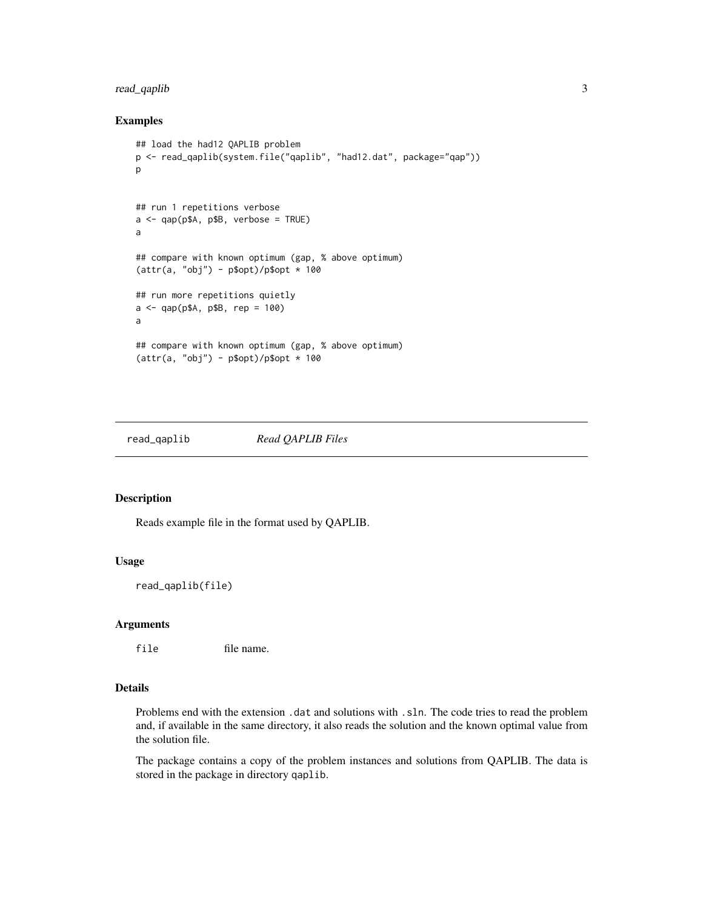## Examples

```
## load the had12 QAPLIB problem
p <- read_qaplib(system.file("qaplib", "had12.dat", package="qap"))
p

## run 1 repetitions verbose
a <- qap(p$A, p$B, verbose = TRUE)
a

## compare with known optimum (gap, % above optimum)
(attr(a, "obj") - p$opt)/p$opt * 100

## run more repetitions quietly
a <- qap(p$A, p$B, rep = 100)
a

## compare with known optimum (gap, % above optimum)
(attr(a, "obj") - p$opt)/p$opt * 100
```

---

# read_qaplib — *Read QAPLIB Files*

---

## Description

Reads example file in the format used by QAPLIB.

## Usage

```
read_qaplib(file)
```

## Arguments

| | |
|---|---|
| `file` | file name. |

## Details

Problems end with the extension `.dat` and solutions with `.sln`. The code tries to read the problem and, if available in the same directory, it also reads the solution and the known optimal value from the solution file.

The package contains a copy of the problem instances and solutions from QAPLIB. The data is stored in the package in directory `qaplib`.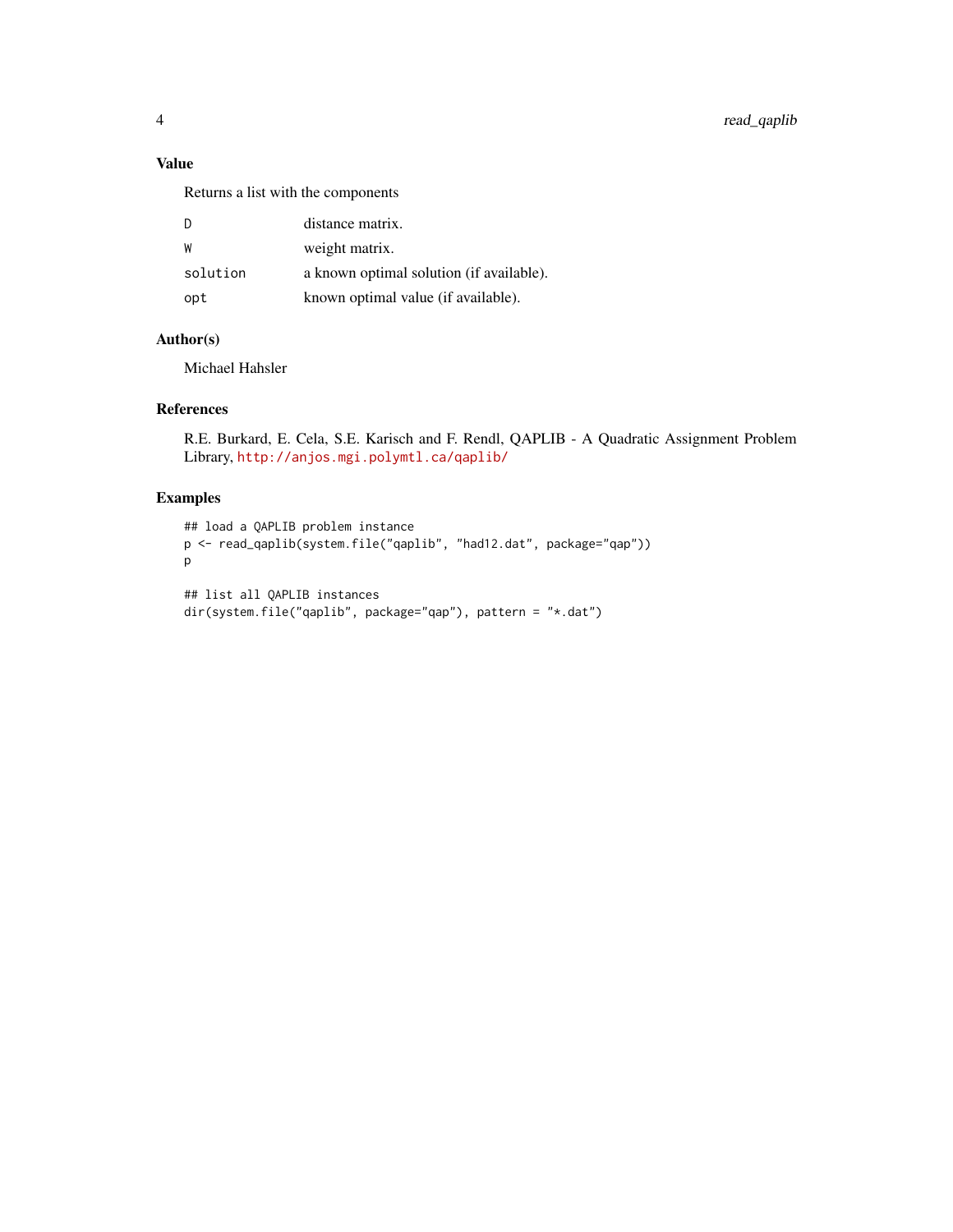## Value

Returns a list with the components

| | |
|---|---|
| `D` | distance matrix. |
| `W` | weight matrix. |
| `solution` | a known optimal solution (if available). |
| `opt` | known optimal value (if available). |

## Author(s)

Michael Hahsler

## References

R.E. Burkard, E. Cela, S.E. Karisch and F. Rendl, QAPLIB - A Quadratic Assignment Problem Library, http://anjos.mgi.polymtl.ca/qaplib/

## Examples

```
## load a QAPLIB problem instance
p <- read_qaplib(system.file("qaplib", "had12.dat", package="qap"))
p

## list all QAPLIB instances
dir(system.file("qaplib", package="qap"), pattern = "*.dat")
```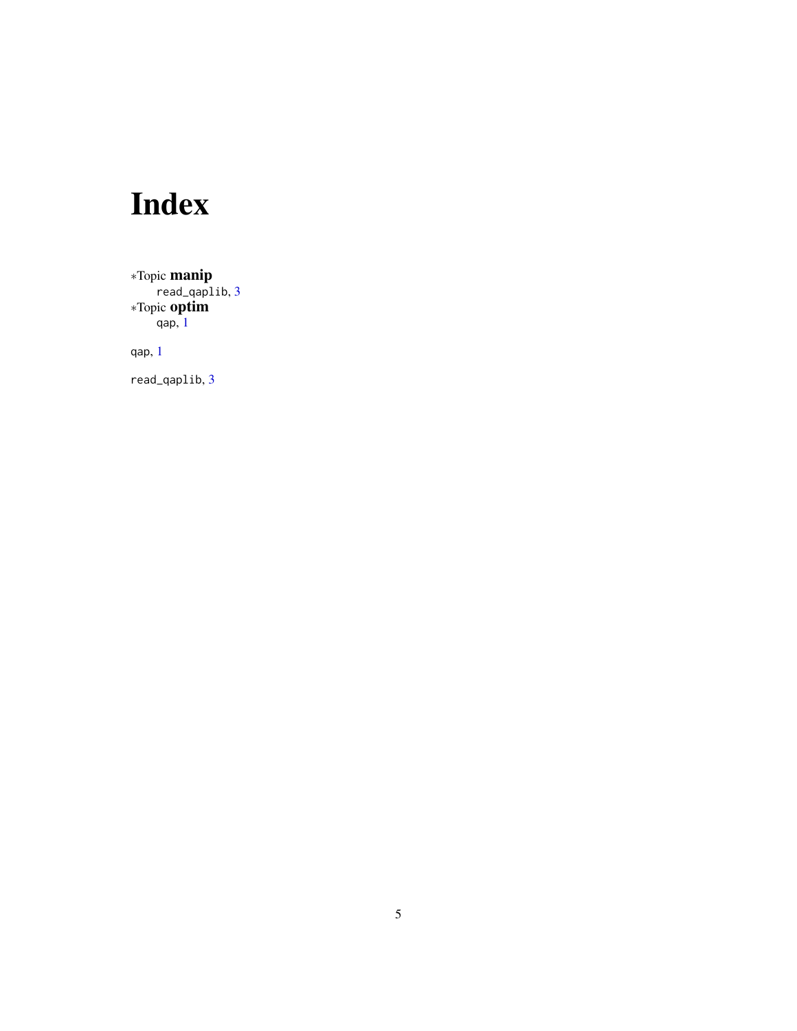# Index

∗Topic **manip**
  read_qaplib, 3
∗Topic **optim**
  qap, 1

qap, 1

read_qaplib, 3